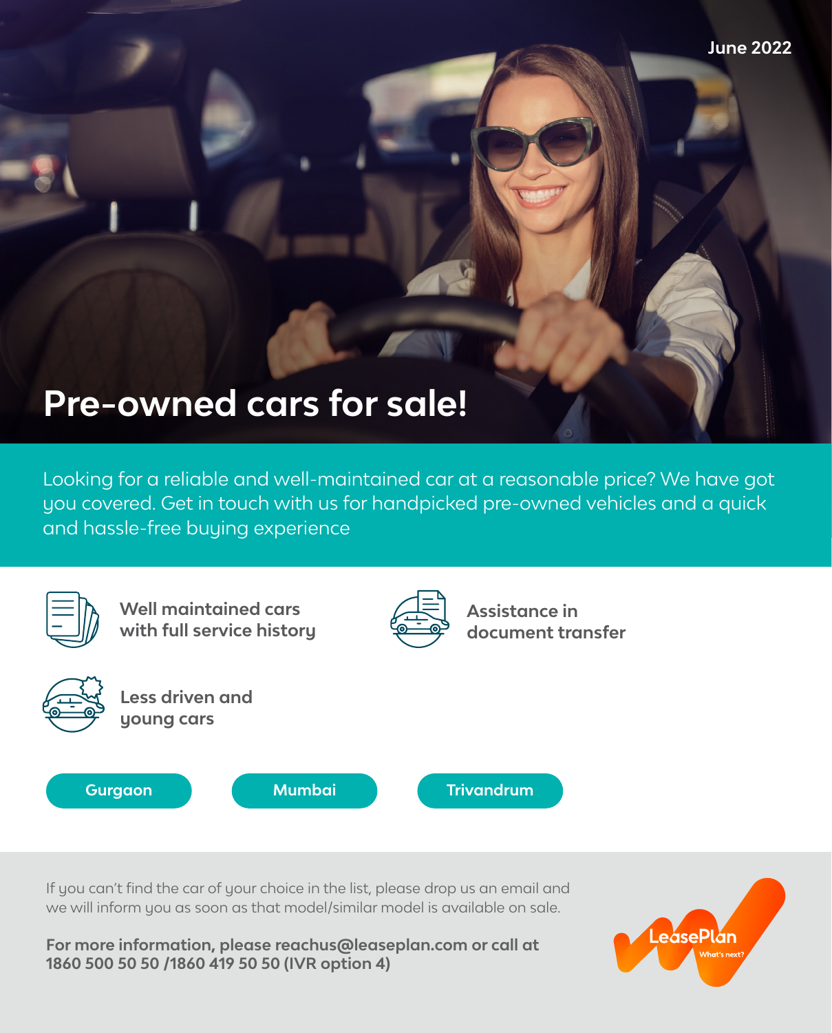June 2022

# Pre-owned cars for sale!

Looking for a reliable and well-maintained car at a reasonable price? We have got you covered. Get in touch with us for handpicked pre-owned vehicles and a quick and hassle-free buying experience

- **Well maintained cars with full service history**
- **Assistance in document transfer**
- **Less driven and young cars**

**Gurgaon** | **Mumbai** | **Trivandrum**

If you can't find the car of your choice in the list, please drop us an email and we will inform you as soon as that model/similar model is available on sale.

**For more information, please reachus@leaseplan.com or call at 1860 500 50 50 /1860 419 50 50 (IVR option 4)**

LeasePlan
What's next?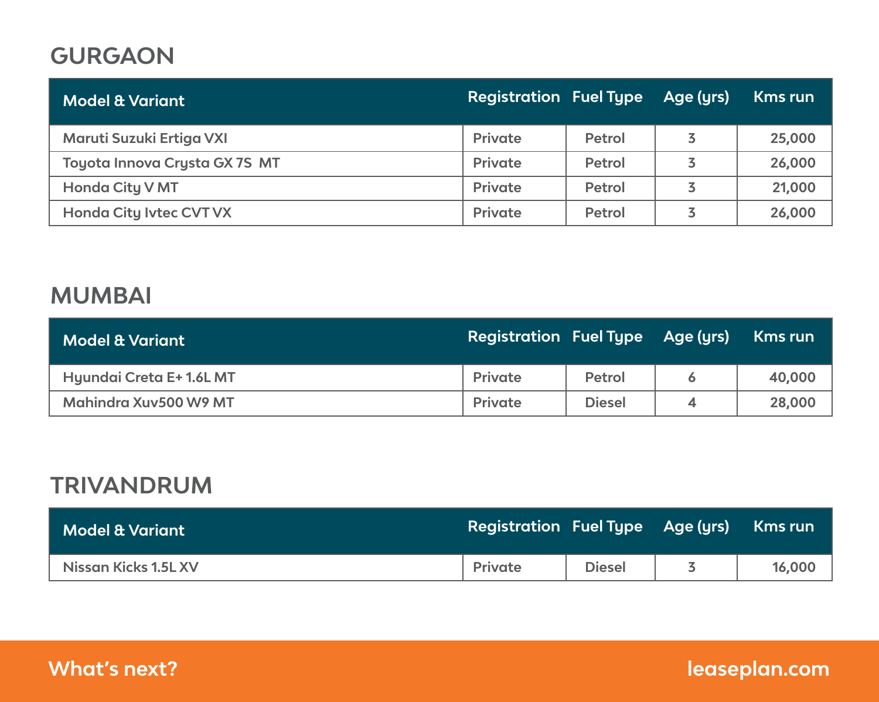## GURGAON

| Model & Variant | Registration | Fuel Type | Age (yrs) | Kms run |
|---|---|---|---|---|
| Maruti Suzuki Ertiga VXI | Private | Petrol | 3 | 25,000 |
| Toyota Innova Crysta GX 7S MT | Private | Petrol | 3 | 26,000 |
| Honda City V MT | Private | Petrol | 3 | 21,000 |
| Honda City Ivtec CVT VX | Private | Petrol | 3 | 26,000 |

## MUMBAI

| Model & Variant | Registration | Fuel Type | Age (yrs) | Kms run |
|---|---|---|---|---|
| Hyundai Creta E+ 1.6L MT | Private | Petrol | 6 | 40,000 |
| Mahindra Xuv500 W9 MT | Private | Diesel | 4 | 28,000 |

## TRIVANDRUM

| Model & Variant | Registration | Fuel Type | Age (yrs) | Kms run |
|---|---|---|---|---|
| Nissan Kicks 1.5L XV | Private | Diesel | 3 | 16,000 |

What's next?

leaseplan.com